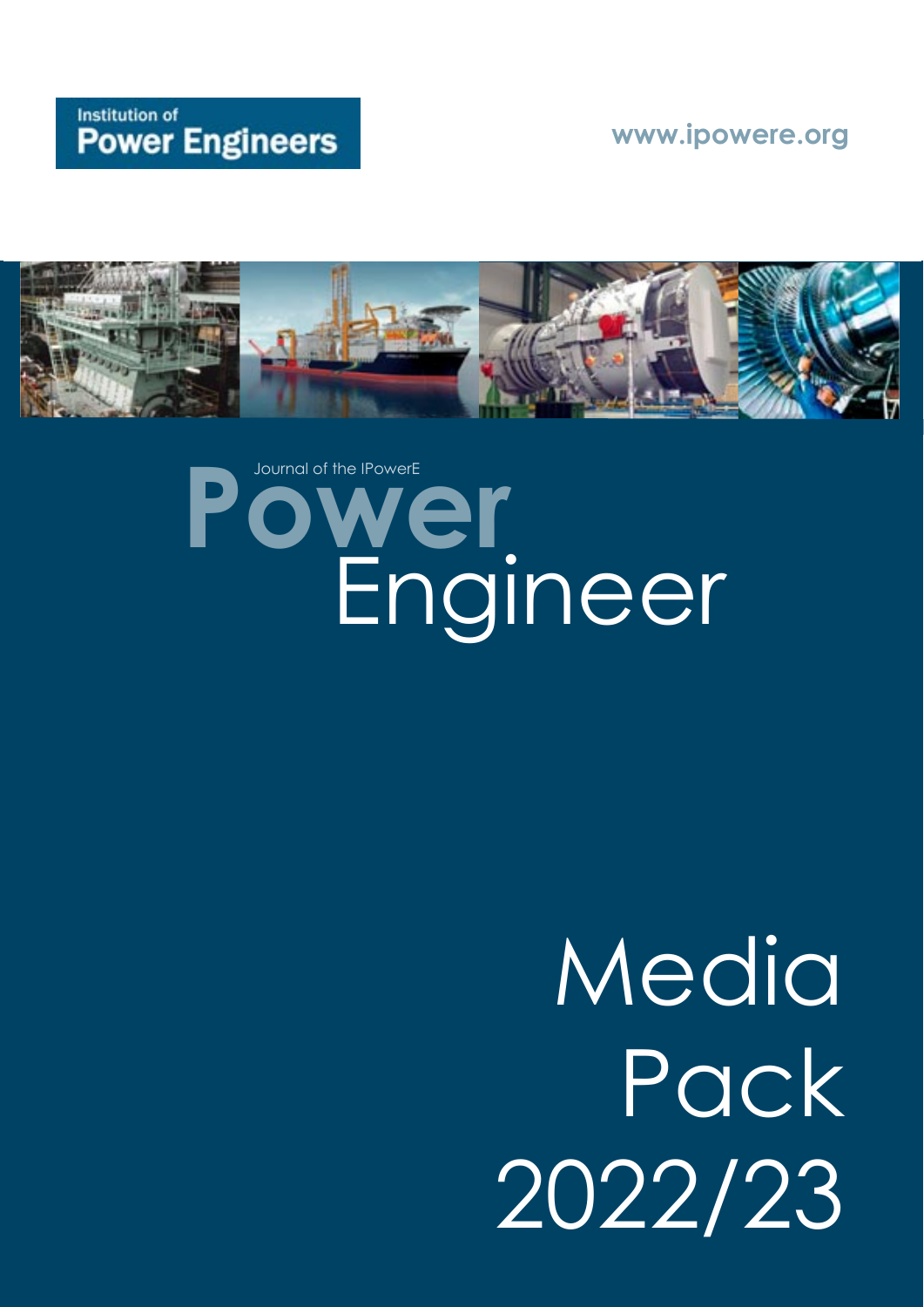Institution of
**Power Engineers**

www.ipowere.org

Journal of the IPowerE

# Power Engineer

# Media Pack 2022/23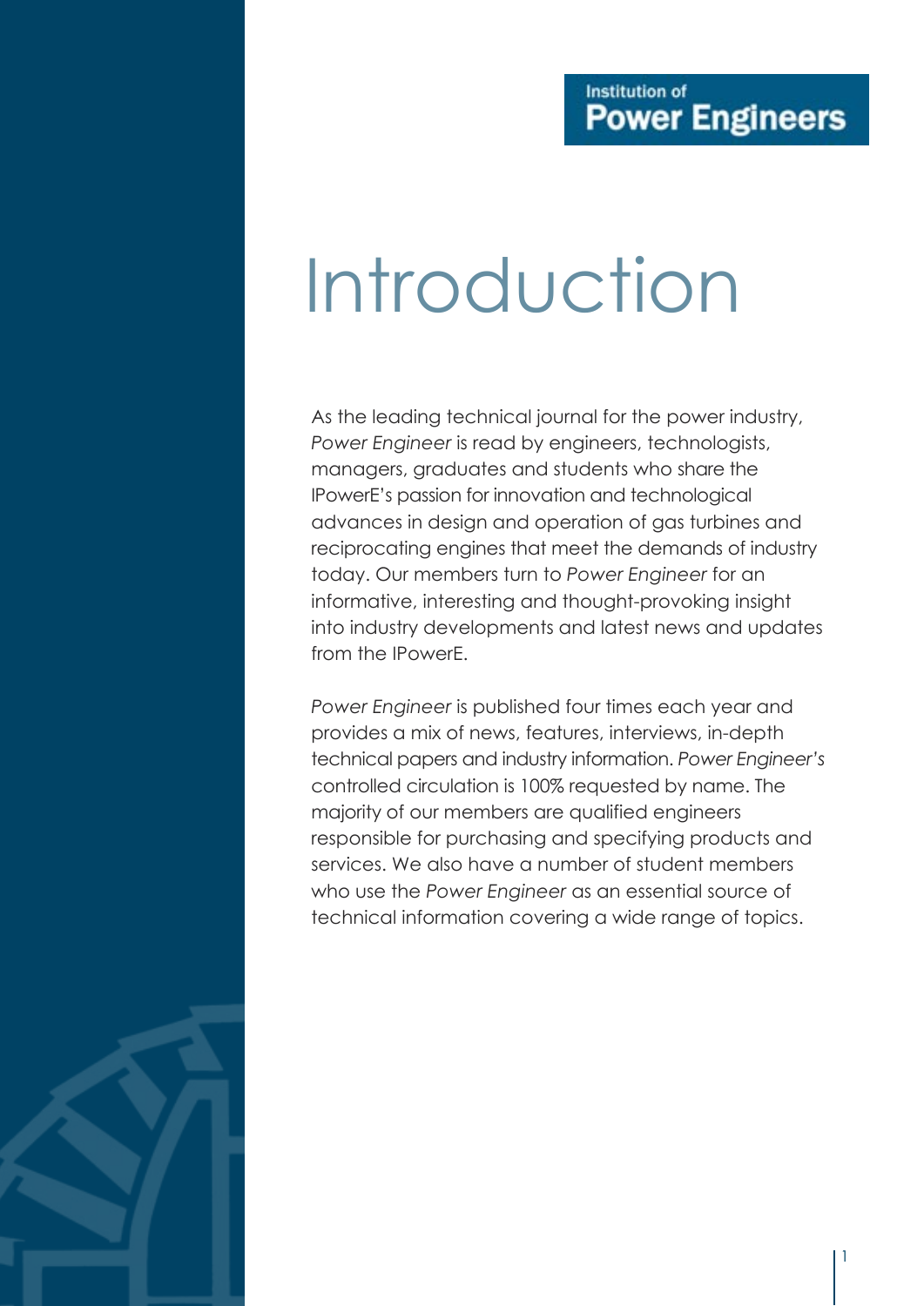Institution of
**Power Engineers**

# Introduction

As the leading technical journal for the power industry, *Power Engineer* is read by engineers, technologists, managers, graduates and students who share the IPowerE's passion for innovation and technological advances in design and operation of gas turbines and reciprocating engines that meet the demands of industry today. Our members turn to *Power Engineer* for an informative, interesting and thought-provoking insight into industry developments and latest news and updates from the IPowerE.

*Power Engineer* is published four times each year and provides a mix of news, features, interviews, in-depth technical papers and industry information. *Power Engineer's* controlled circulation is 100% requested by name. The majority of our members are qualified engineers responsible for purchasing and specifying products and services. We also have a number of student members who use the *Power Engineer* as an essential source of technical information covering a wide range of topics.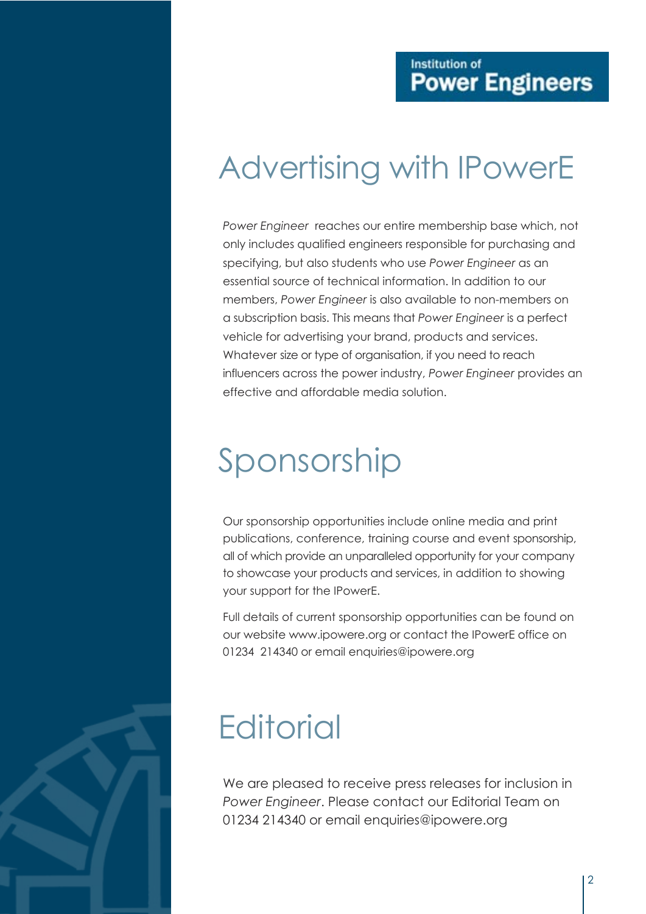Institution of
**Power Engineers**

# Advertising with IPowerE

*Power Engineer* reaches our entire membership base which, not only includes qualified engineers responsible for purchasing and specifying, but also students who use *Power Engineer* as an essential source of technical information. In addition to our members, *Power Engineer* is also available to non-members on a subscription basis. This means that *Power Engineer* is a perfect vehicle for advertising your brand, products and services. Whatever size or type of organisation, if you need to reach influencers across the power industry, *Power Engineer* provides an effective and affordable media solution.

# Sponsorship

Our sponsorship opportunities include online media and print publications, conference, training course and event sponsorship, all of which provide an unparalleled opportunity for your company to showcase your products and services, in addition to showing your support for the IPowerE.

Full details of current sponsorship opportunities can be found on our website www.ipowere.org or contact the IPowerE office on 01234 214340 or email enquiries@ipowere.org

# Editorial

We are pleased to receive press releases for inclusion in *Power Engineer*. Please contact our Editorial Team on 01234 214340 or email enquiries@ipowere.org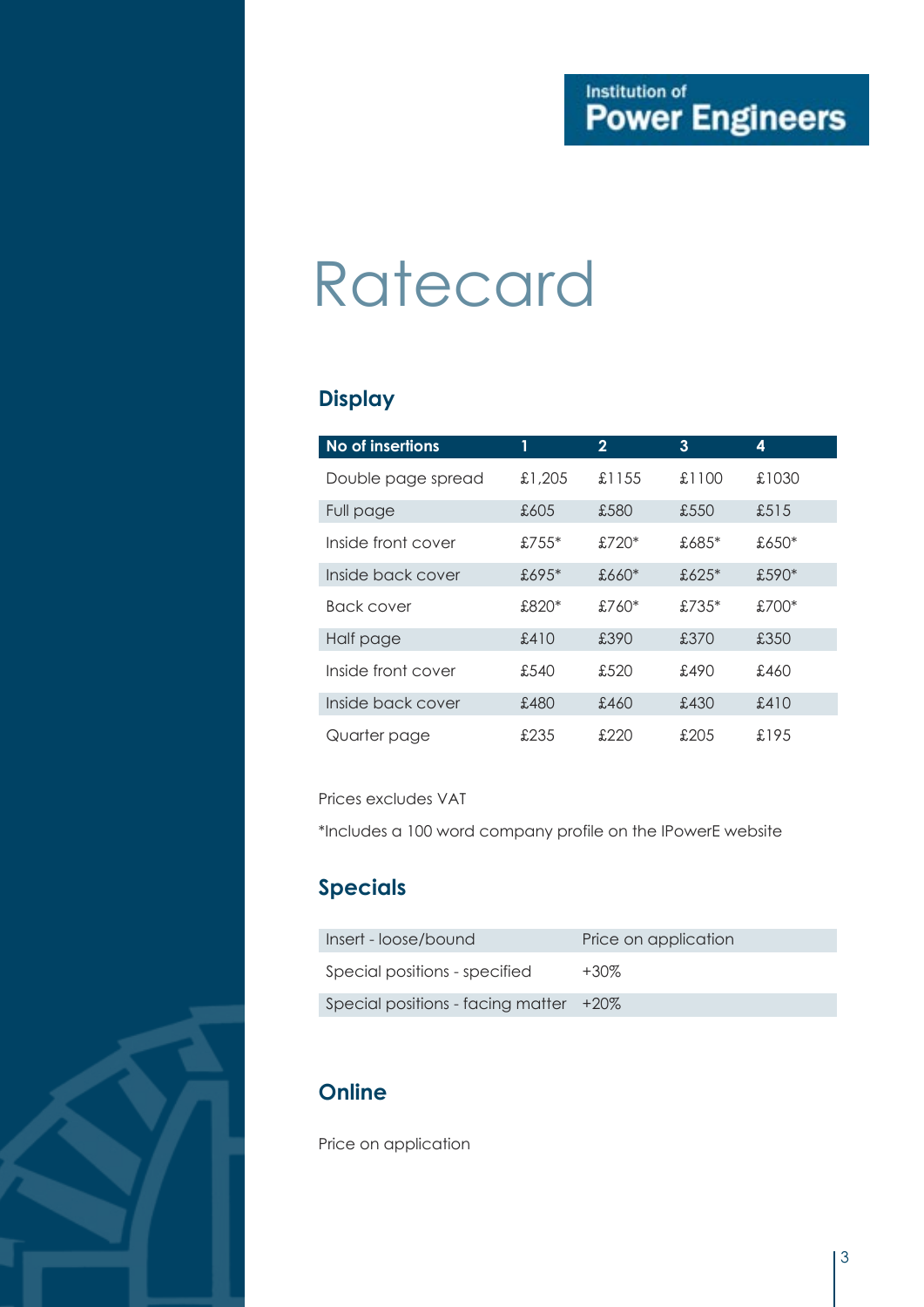Institution of
**Power Engineers**

# Ratecard

## Display

| No of insertions | 1 | 2 | 3 | 4 |
|---|---|---|---|---|
| Double page spread | £1,205 | £1155 | £1100 | £1030 |
| Full page | £605 | £580 | £550 | £515 |
| Inside front cover | £755* | £720* | £685* | £650* |
| Inside back cover | £695* | £660* | £625* | £590* |
| Back cover | £820* | £760* | £735* | £700* |
| Half page | £410 | £390 | £370 | £350 |
| Inside front cover | £540 | £520 | £490 | £460 |
| Inside back cover | £480 | £460 | £430 | £410 |
| Quarter page | £235 | £220 | £205 | £195 |

Prices excludes VAT

*Includes a 100 word company profile on the IPowerE website

## Specials

| | |
|---|---|
| Insert - loose/bound | Price on application |
| Special positions - specified | +30% |
| Special positions - facing matter | +20% |

## Online

Price on application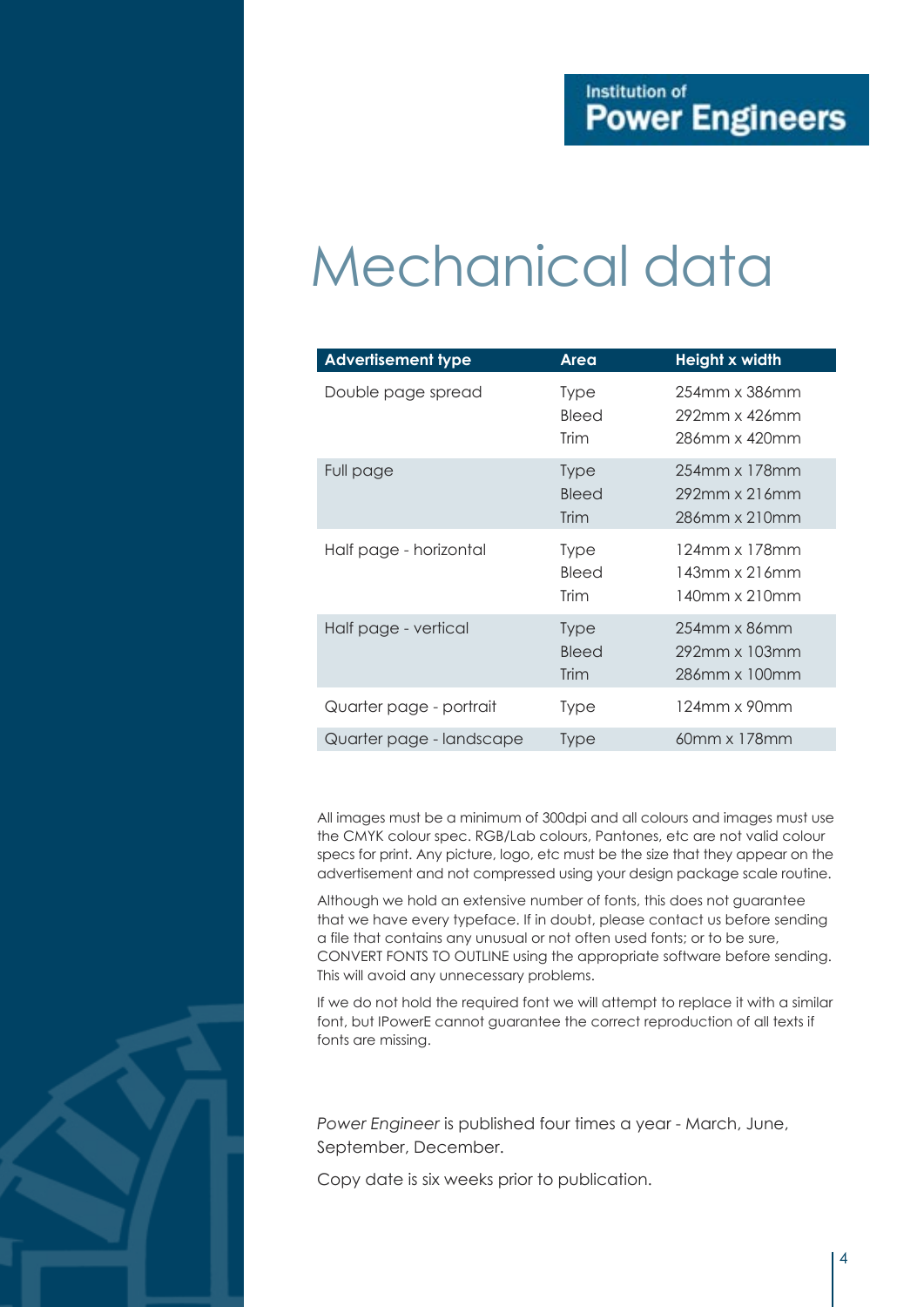Institution of
**Power Engineers**

# Mechanical data

| Advertisement type | Area | Height x width |
|---|---|---|
| Double page spread | Type<br>Bleed<br>Trim | 254mm x 386mm<br>292mm x 426mm<br>286mm x 420mm |
| Full page | Type<br>Bleed<br>Trim | 254mm x 178mm<br>292mm x 216mm<br>286mm x 210mm |
| Half page - horizontal | Type<br>Bleed<br>Trim | 124mm x 178mm<br>143mm x 216mm<br>140mm x 210mm |
| Half page - vertical | Type<br>Bleed<br>Trim | 254mm x 86mm<br>292mm x 103mm<br>286mm x 100mm |
| Quarter page - portrait | Type | 124mm x 90mm |
| Quarter page - landscape | Type | 60mm x 178mm |

All images must be a minimum of 300dpi and all colours and images must use the CMYK colour spec. RGB/Lab colours, Pantones, etc are not valid colour specs for print. Any picture, logo, etc must be the size that they appear on the advertisement and not compressed using your design package scale routine.

Although we hold an extensive number of fonts, this does not guarantee that we have every typeface. If in doubt, please contact us before sending a file that contains any unusual or not often used fonts; or to be sure, CONVERT FONTS TO OUTLINE using the appropriate software before sending. This will avoid any unnecessary problems.

If we do not hold the required font we will attempt to replace it with a similar font, but IPowerE cannot guarantee the correct reproduction of all texts if fonts are missing.

*Power Engineer* is published four times a year - March, June, September, December.

Copy date is six weeks prior to publication.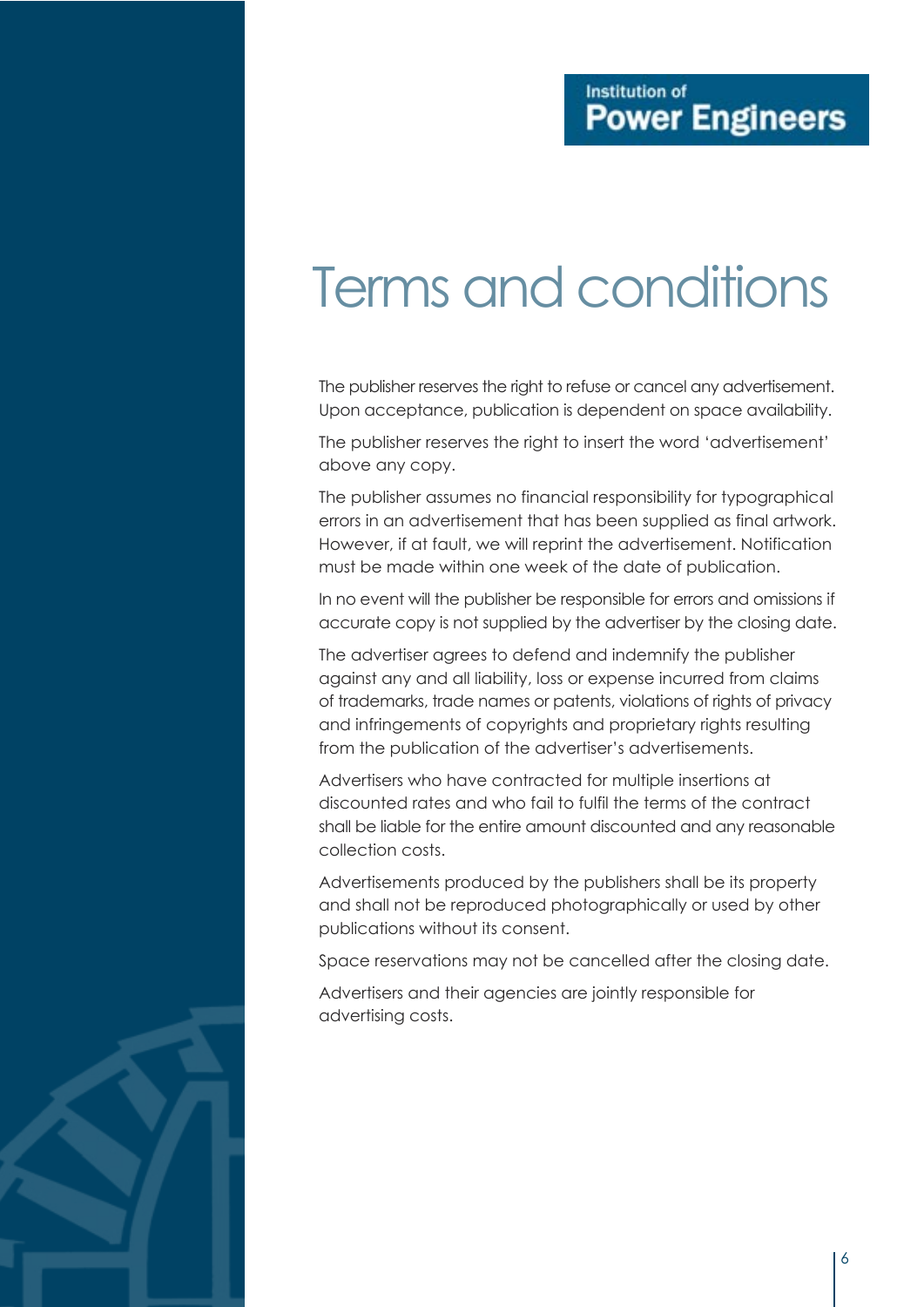Institution of
**Power Engineers**

# Terms and conditions

The publisher reserves the right to refuse or cancel any advertisement. Upon acceptance, publication is dependent on space availability.

The publisher reserves the right to insert the word 'advertisement' above any copy.

The publisher assumes no financial responsibility for typographical errors in an advertisement that has been supplied as final artwork. However, if at fault, we will reprint the advertisement. Notification must be made within one week of the date of publication.

In no event will the publisher be responsible for errors and omissions if accurate copy is not supplied by the advertiser by the closing date.

The advertiser agrees to defend and indemnify the publisher against any and all liability, loss or expense incurred from claims of trademarks, trade names or patents, violations of rights of privacy and infringements of copyrights and proprietary rights resulting from the publication of the advertiser's advertisements.

Advertisers who have contracted for multiple insertions at discounted rates and who fail to fulfil the terms of the contract shall be liable for the entire amount discounted and any reasonable collection costs.

Advertisements produced by the publishers shall be its property and shall not be reproduced photographically or used by other publications without its consent.

Space reservations may not be cancelled after the closing date.

Advertisers and their agencies are jointly responsible for advertising costs.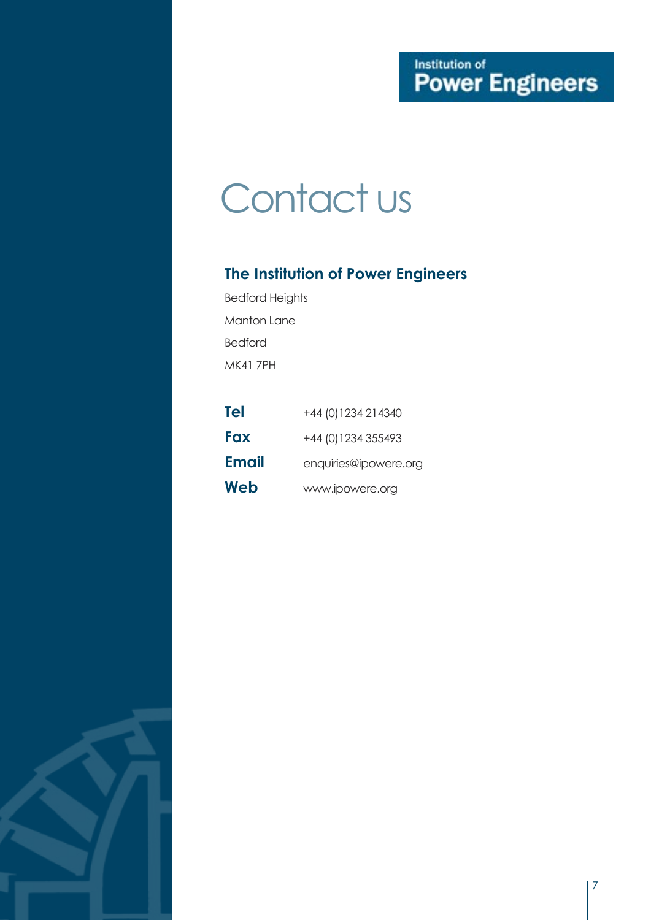Institution of
**Power Engineers**

# Contact us

## The Institution of Power Engineers

Bedford Heights

Manton Lane

Bedford

MK41 7PH

| | |
|---|---|
| **Tel** | +44 (0)1234 214340 |
| **Fax** | +44 (0)1234 355493 |
| **Email** | enquiries@ipowere.org |
| **Web** | www.ipowere.org |